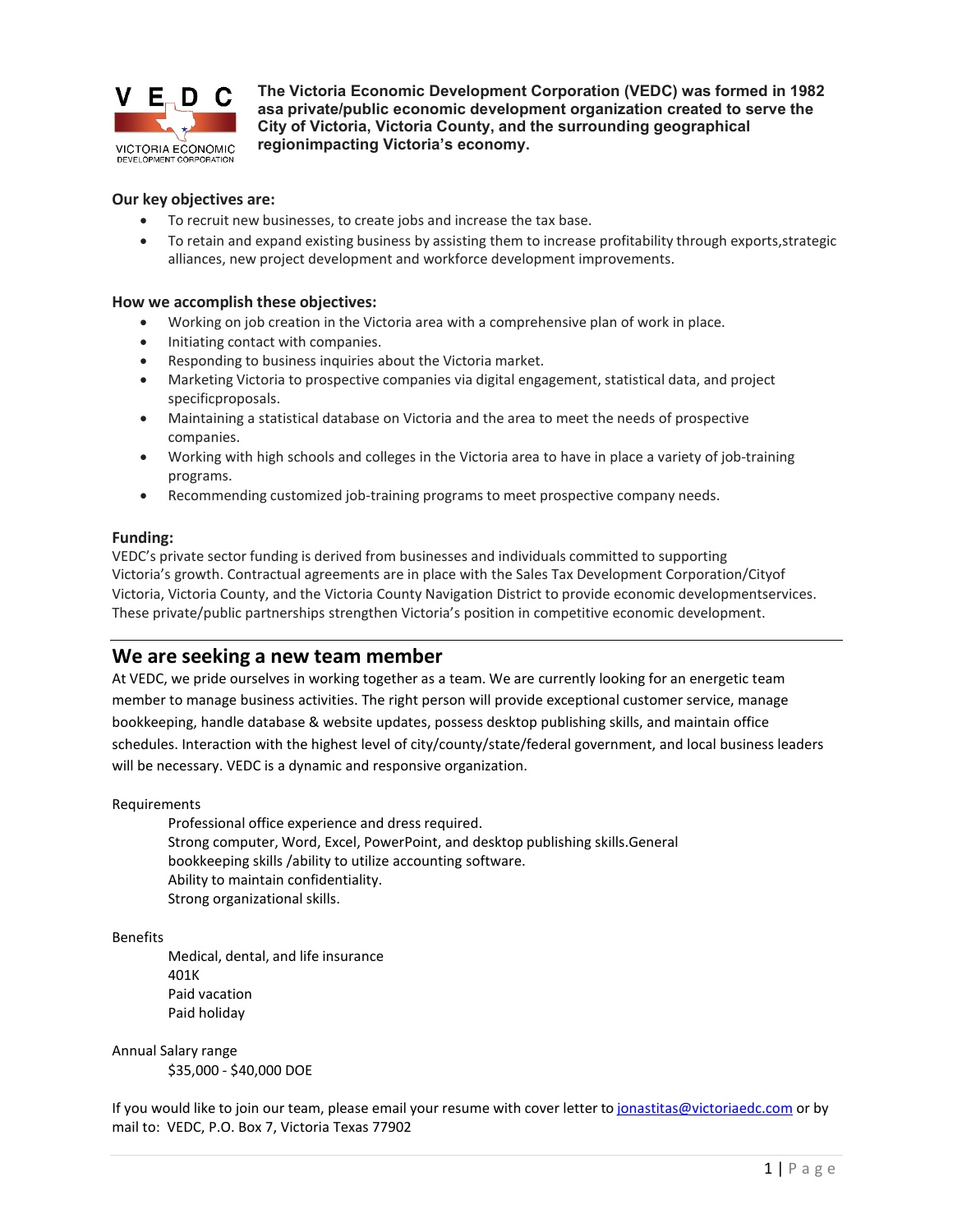**The Victoria Economic Development Corporation (VEDC) was formed in 1982 asa private/public economic development organization created to serve the City of Victoria, Victoria County, and the surrounding geographical regionimpacting Victoria's economy.**

**Our key objectives are:**

- To recruit new businesses, to create jobs and increase the tax base.
- To retain and expand existing business by assisting them to increase profitability through exports,strategic alliances, new project development and workforce development improvements.

**How we accomplish these objectives:**

- Working on job creation in the Victoria area with a comprehensive plan of work in place.
- Initiating contact with companies.
- Responding to business inquiries about the Victoria market.
- Marketing Victoria to prospective companies via digital engagement, statistical data, and project specificproposals.
- Maintaining a statistical database on Victoria and the area to meet the needs of prospective companies.
- Working with high schools and colleges in the Victoria area to have in place a variety of job-training programs.
- Recommending customized job-training programs to meet prospective company needs.

**Funding:**

VEDC's private sector funding is derived from businesses and individuals committed to supporting Victoria's growth. Contractual agreements are in place with the Sales Tax Development Corporation/Cityof Victoria, Victoria County, and the Victoria County Navigation District to provide economic developmentservices. These private/public partnerships strengthen Victoria's position in competitive economic development.

---

## We are seeking a new team member

At VEDC, we pride ourselves in working together as a team. We are currently looking for an energetic team member to manage business activities. The right person will provide exceptional customer service, manage bookkeeping, handle database & website updates, possess desktop publishing skills, and maintain office schedules. Interaction with the highest level of city/county/state/federal government, and local business leaders will be necessary. VEDC is a dynamic and responsive organization.

Requirements

Professional office experience and dress required.
Strong computer, Word, Excel, PowerPoint, and desktop publishing skills.General bookkeeping skills /ability to utilize accounting software.
Ability to maintain confidentiality.
Strong organizational skills.

Benefits

Medical, dental, and life insurance
401K
Paid vacation
Paid holiday

Annual Salary range

$35,000 - $40,000 DOE

If you would like to join our team, please email your resume with cover letter to jonastitas@victoriaedc.com or by mail to: VEDC, P.O. Box 7, Victoria Texas 77902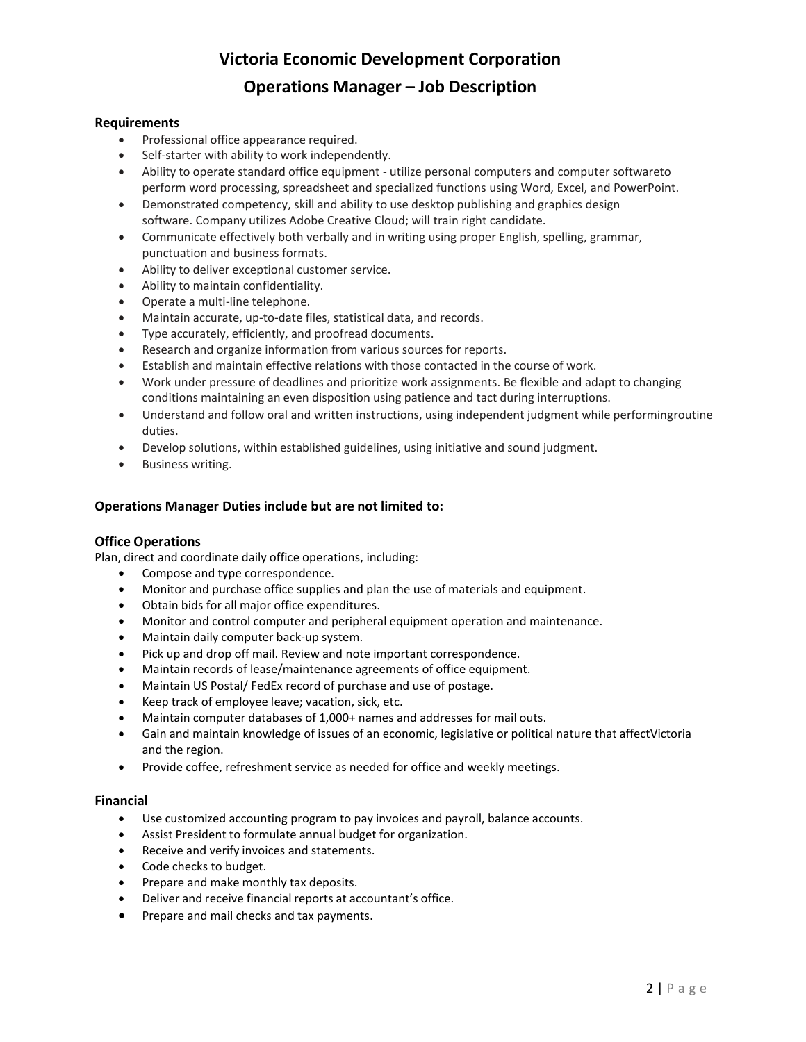# Victoria Economic Development Corporation

# Operations Manager – Job Description

### Requirements

- Professional office appearance required.
- Self-starter with ability to work independently.
- Ability to operate standard office equipment - utilize personal computers and computer softwareto perform word processing, spreadsheet and specialized functions using Word, Excel, and PowerPoint.
- Demonstrated competency, skill and ability to use desktop publishing and graphics design software. Company utilizes Adobe Creative Cloud; will train right candidate.
- Communicate effectively both verbally and in writing using proper English, spelling, grammar, punctuation and business formats.
- Ability to deliver exceptional customer service.
- Ability to maintain confidentiality.
- Operate a multi-line telephone.
- Maintain accurate, up-to-date files, statistical data, and records.
- Type accurately, efficiently, and proofread documents.
- Research and organize information from various sources for reports.
- Establish and maintain effective relations with those contacted in the course of work.
- Work under pressure of deadlines and prioritize work assignments. Be flexible and adapt to changing conditions maintaining an even disposition using patience and tact during interruptions.
- Understand and follow oral and written instructions, using independent judgment while performingroutine duties.
- Develop solutions, within established guidelines, using initiative and sound judgment.
- Business writing.

### Operations Manager Duties include but are not limited to:

### Office Operations

Plan, direct and coordinate daily office operations, including:

- Compose and type correspondence.
- Monitor and purchase office supplies and plan the use of materials and equipment.
- Obtain bids for all major office expenditures.
- Monitor and control computer and peripheral equipment operation and maintenance.
- Maintain daily computer back-up system.
- Pick up and drop off mail. Review and note important correspondence.
- Maintain records of lease/maintenance agreements of office equipment.
- Maintain US Postal/ FedEx record of purchase and use of postage.
- Keep track of employee leave; vacation, sick, etc.
- Maintain computer databases of 1,000+ names and addresses for mail outs.
- Gain and maintain knowledge of issues of an economic, legislative or political nature that affectVictoria and the region.
- Provide coffee, refreshment service as needed for office and weekly meetings.

### Financial

- Use customized accounting program to pay invoices and payroll, balance accounts.
- Assist President to formulate annual budget for organization.
- Receive and verify invoices and statements.
- Code checks to budget.
- Prepare and make monthly tax deposits.
- Deliver and receive financial reports at accountant's office.
- Prepare and mail checks and tax payments.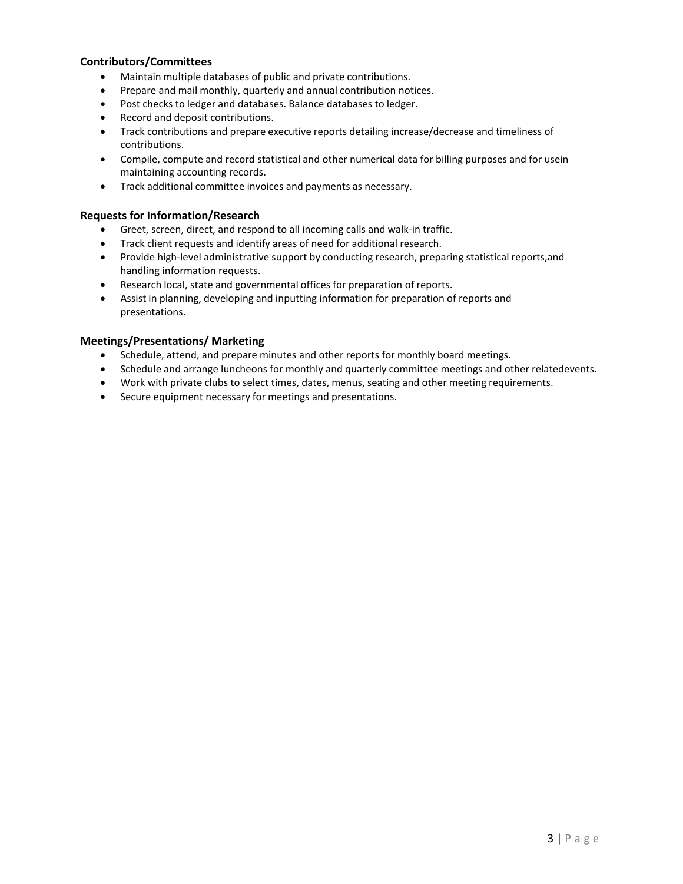### Contributors/Committees

- Maintain multiple databases of public and private contributions.
- Prepare and mail monthly, quarterly and annual contribution notices.
- Post checks to ledger and databases. Balance databases to ledger.
- Record and deposit contributions.
- Track contributions and prepare executive reports detailing increase/decrease and timeliness of contributions.
- Compile, compute and record statistical and other numerical data for billing purposes and for usein maintaining accounting records.
- Track additional committee invoices and payments as necessary.

### Requests for Information/Research

- Greet, screen, direct, and respond to all incoming calls and walk-in traffic.
- Track client requests and identify areas of need for additional research.
- Provide high-level administrative support by conducting research, preparing statistical reports,and handling information requests.
- Research local, state and governmental offices for preparation of reports.
- Assist in planning, developing and inputting information for preparation of reports and presentations.

### Meetings/Presentations/ Marketing

- Schedule, attend, and prepare minutes and other reports for monthly board meetings.
- Schedule and arrange luncheons for monthly and quarterly committee meetings and other relatedevents.
- Work with private clubs to select times, dates, menus, seating and other meeting requirements.
- Secure equipment necessary for meetings and presentations.